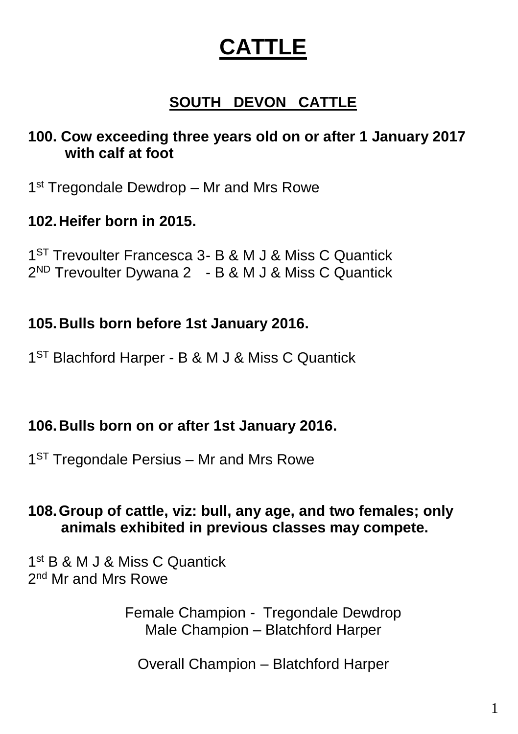# CATTLE

## SOUTH DEVON CATTLE

### 100. Cow exceeding three years old on or after 1 January 2017 with calf at foot

1st Tregondale Dewdrop – Mr and Mrs Rowe

### 102. Heifer born in 2015.

1ST Trevoulter Francesca 3- B & M J & Miss C Quantick
2ND Trevoulter Dywana 2 - B & M J & Miss C Quantick

### 105. Bulls born before 1st January 2016.

1ST Blachford Harper - B & M J & Miss C Quantick

### 106. Bulls born on or after 1st January 2016.

1ST Tregondale Persius – Mr and Mrs Rowe

### 108. Group of cattle, viz: bull, any age, and two females; only animals exhibited in previous classes may compete.

1st B & M J & Miss C Quantick
2nd Mr and Mrs Rowe

Female Champion - Tregondale Dewdrop
Male Champion – Blatchford Harper

Overall Champion – Blatchford Harper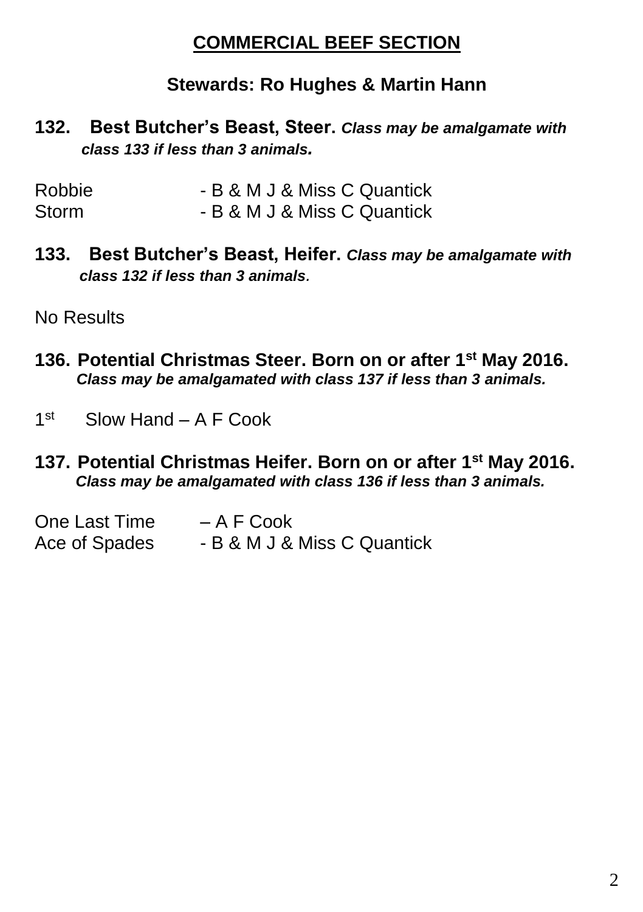## COMMERCIAL BEEF SECTION

### Stewards: Ro Hughes & Martin Hann

**132. Best Butcher's Beast, Steer.** ***Class may be amalgamate with class 133 if less than 3 animals.***

Robbie - B & M J & Miss C Quantick
Storm - B & M J & Miss C Quantick

**133. Best Butcher's Beast, Heifer.** ***Class may be amalgamate with class 132 if less than 3 animals.***

No Results

**136. Potential Christmas Steer. Born on or after 1st May 2016.** ***Class may be amalgamated with class 137 if less than 3 animals.***

1st Slow Hand – A F Cook

**137. Potential Christmas Heifer. Born on or after 1st May 2016.** ***Class may be amalgamated with class 136 if less than 3 animals.***

One Last Time – A F Cook
Ace of Spades - B & M J & Miss C Quantick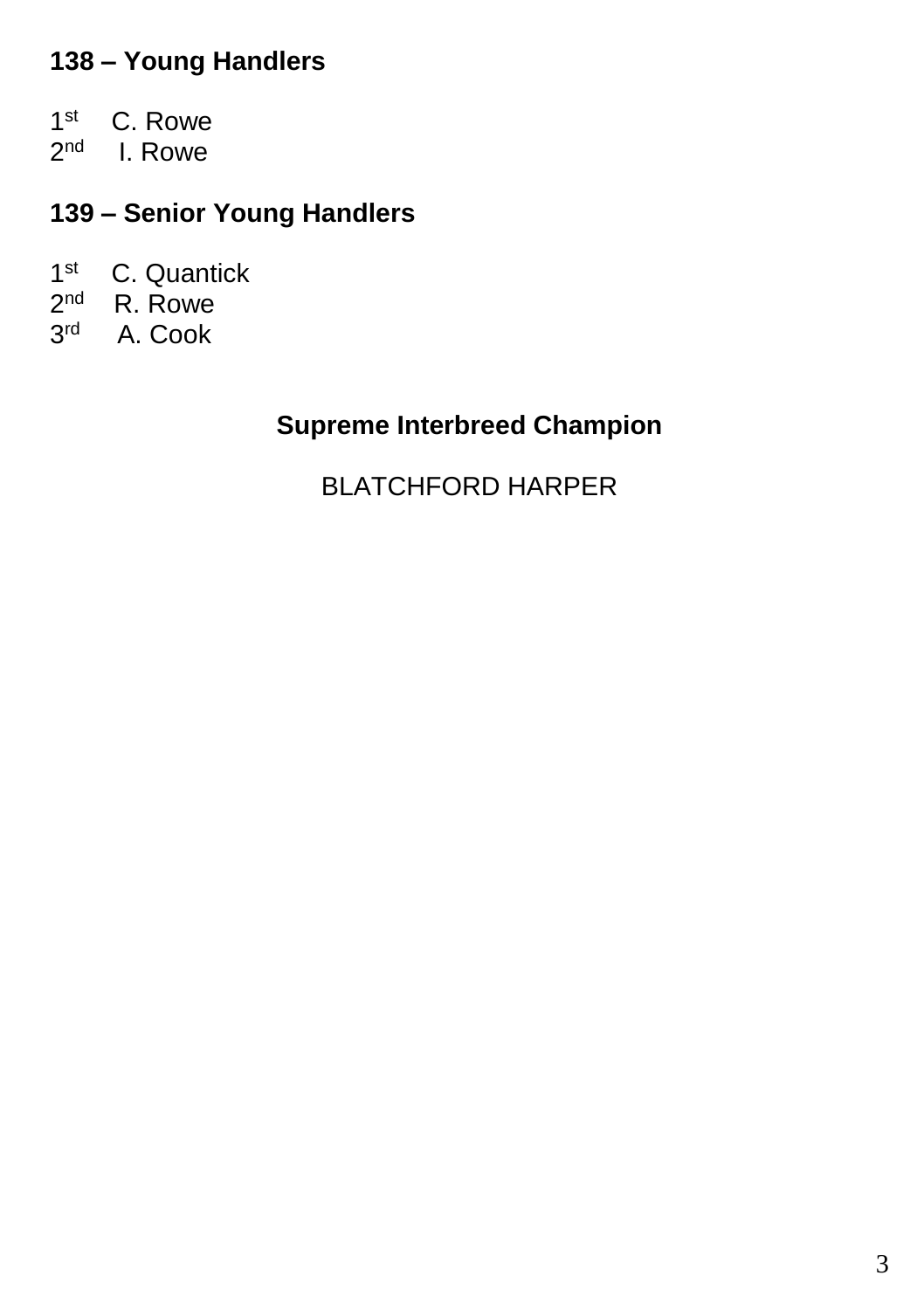### 138 – Young Handlers

1st C. Rowe
2nd I. Rowe

### 139 – Senior Young Handlers

1st C. Quantick
2nd R. Rowe
3rd A. Cook

### Supreme Interbreed Champion

BLATCHFORD HARPER